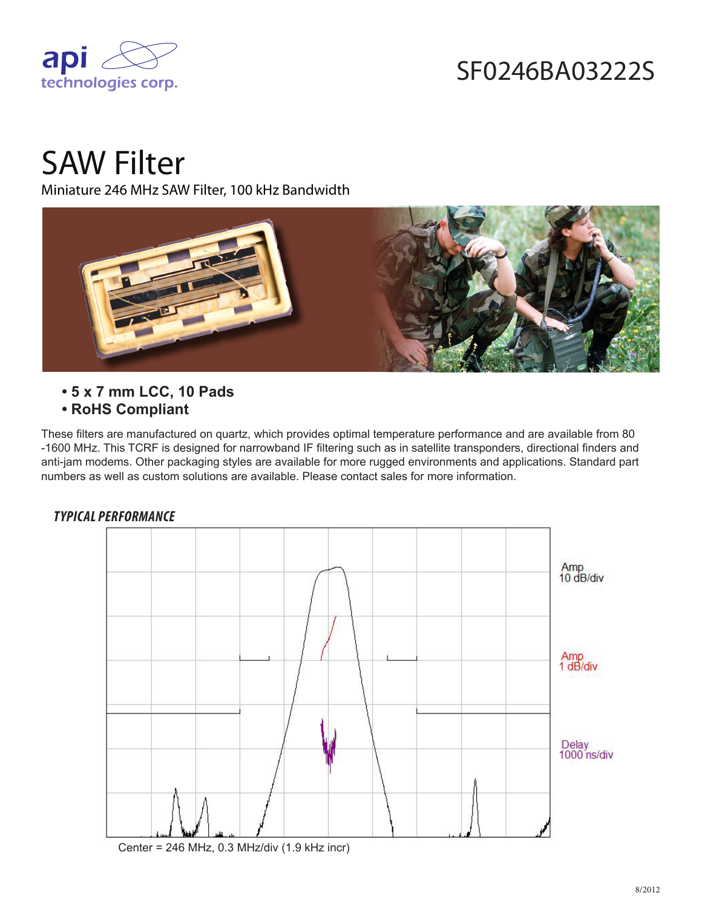# SF0246BA03222S

# SAW Filter

Miniature 246 MHz SAW Filter, 100 kHz Bandwidth

- **5 x 7 mm LCC, 10 Pads**
- **RoHS Compliant**

These filters are manufactured on quartz, which provides optimal temperature performance and are available from 80 -1600 MHz. This TCRF is designed for narrowband IF filtering such as in satellite transponders, directional finders and anti-jam modems. Other packaging styles are available for more rugged environments and applications. Standard part numbers as well as custom solutions are available. Please contact sales for more information.

## *TYPICAL PERFORMANCE*

Amp 10 dB/div

Amp 1 dB/div

Delay 1000 ns/div

Center = 246 MHz, 0.3 MHz/div (1.9 kHz incr)

8/2012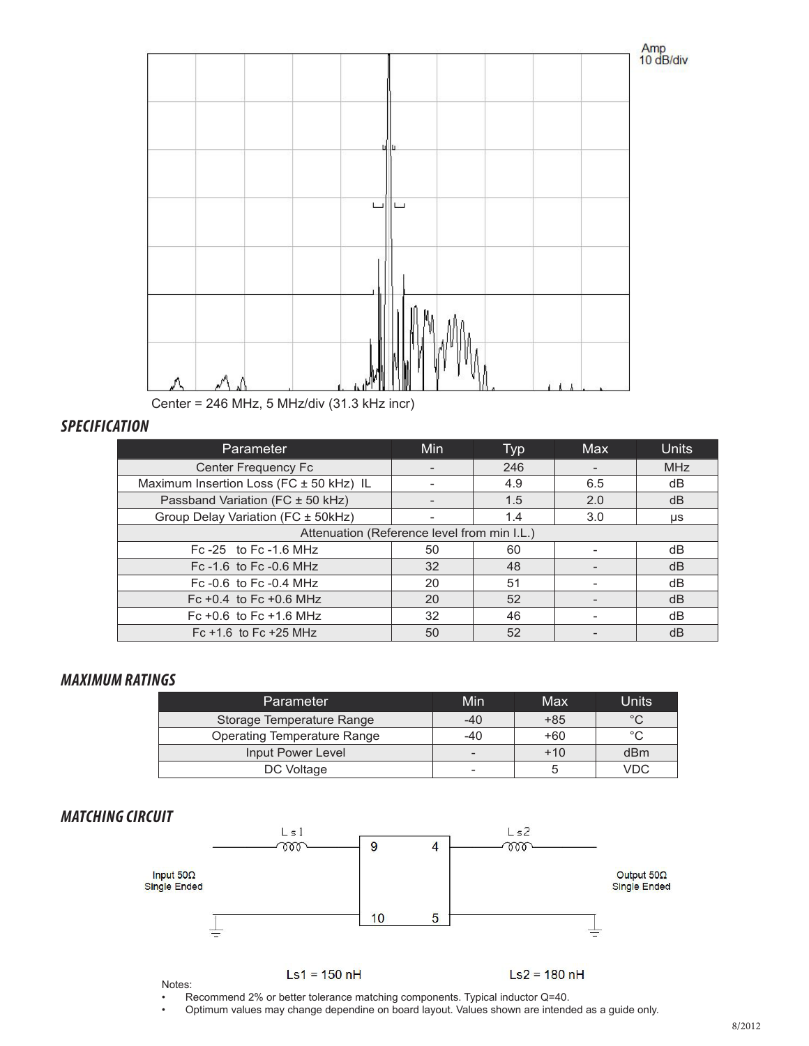Amp
10 dB/div

Center = 246 MHz, 5 MHz/div (31.3 kHz incr)

## SPECIFICATION

| Parameter | Min | Typ | Max | Units |
|---|---|---|---|---|
| Center Frequency Fc | - | 246 | - | MHz |
| Maximum Insertion Loss (FC ± 50 kHz) IL | - | 4.9 | 6.5 | dB |
| Passband Variation (FC ± 50 kHz) | - | 1.5 | 2.0 | dB |
| Group Delay Variation (FC ± 50kHz) | - | 1.4 | 3.0 | μs |
| Attenuation (Reference level from min I.L.) | | | | |
| Fc -25 to Fc -1.6 MHz | 50 | 60 | - | dB |
| Fc -1.6 to Fc -0.6 MHz | 32 | 48 | - | dB |
| Fc -0.6 to Fc -0.4 MHz | 20 | 51 | - | dB |
| Fc +0.4 to Fc +0.6 MHz | 20 | 52 | - | dB |
| Fc +0.6 to Fc +1.6 MHz | 32 | 46 | - | dB |
| Fc +1.6 to Fc +25 MHz | 50 | 52 | - | dB |

## MAXIMUM RATINGS

| Parameter | Min | Max | Units |
|---|---|---|---|
| Storage Temperature Range | -40 | +85 | °C |
| Operating Temperature Range | -40 | +60 | °C |
| Input Power Level | - | +10 | dBm |
| DC Voltage | - | 5 | VDC |

## MATCHING CIRCUIT

Input 50Ω Single Ended — Ls1 — pins 9, 10 | pins 4, 5 — Ls2 — Output 50Ω Single Ended

Ls1 = 150 nH

Ls2 = 180 nH

Notes:

- Recommend 2% or better tolerance matching components. Typical inductor Q=40.
- Optimum values may change dependine on board layout. Values shown are intended as a guide only.

8/2012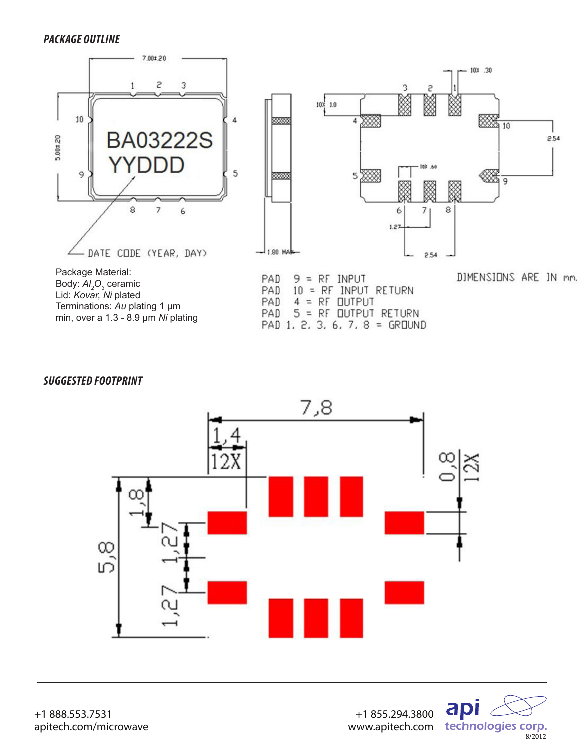## *PACKAGE OUTLINE*

7.00±.20

5.00±.20

1 2 3

10 4

9 5

8 7 6

BA03222S
YYDDD

DATE CODE (YEAR, DAY)

1.80 MAX

10X .30

10X 1.0

10X .60

2.54

1.27

2.54

Package Material:
Body: $Al_2O_3$ ceramic
Lid: *Kovar, Ni* plated
Terminations: *Au* plating 1 µm min, over a 1.3 - 8.9 µm *Ni* plating

PAD 9 = RF INPUT
PAD 10 = RF INPUT RETURN
PAD 4 = RF OUTPUT
PAD 5 = RF OUTPUT RETURN
PAD 1, 2, 3, 6, 7, 8 = GROUND

DIMENSIONS ARE IN mm.

## *SUGGESTED FOOTPRINT*

7,8

1,4
12X

0,8
12X

1,8

1,27

1,27

5,8